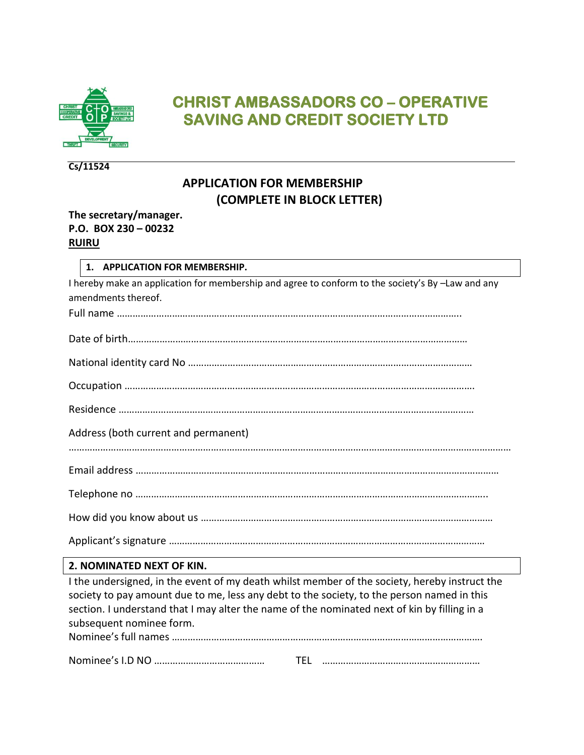# CHRIST AMBASSADORS CO – OPERATIVE SAVING AND CREDIT SOCIETY LTD

**Cs/11524**

## APPLICATION FOR MEMBERSHIP
## (COMPLETE IN BLOCK LETTER)

**The secretary/manager.**
**P.O. BOX 230 – 00232**
**<u>RUIRU</u>**

### 1. APPLICATION FOR MEMBERSHIP.

I hereby make an application for membership and agree to conform to the society's By –Law and any amendments thereof.

Full name ………………………………………………………………………………………………………………..

Date of birth……………………………………………………………………………………………………………

National identity card No ………………………………………………………………………………………

Occupation ……………………………………………………………………………………………………………….

Residence ……………………………………………………………………………………………………………………

Address (both current and permanent)

……………………………………………………………………………………………………………………………………………

Email address ……………………………………………………………………………………………………………

Telephone no ……………………………………………………………………………………………………………..

How did you know about us …………………………………………………………………………………………

Applicant's signature …………………………………………………………………………………………………

### 2. NOMINATED NEXT OF KIN.

I the undersigned, in the event of my death whilst member of the society, hereby instruct the society to pay amount due to me, less any debt to the society, to the person named in this section. I understand that I may alter the name of the nominated next of kin by filling in a subsequent nominee form.

Nominee's full names ……………………………………………………………………………………………….

Nominee's I.D NO …………………………………… TEL ……………………………………………………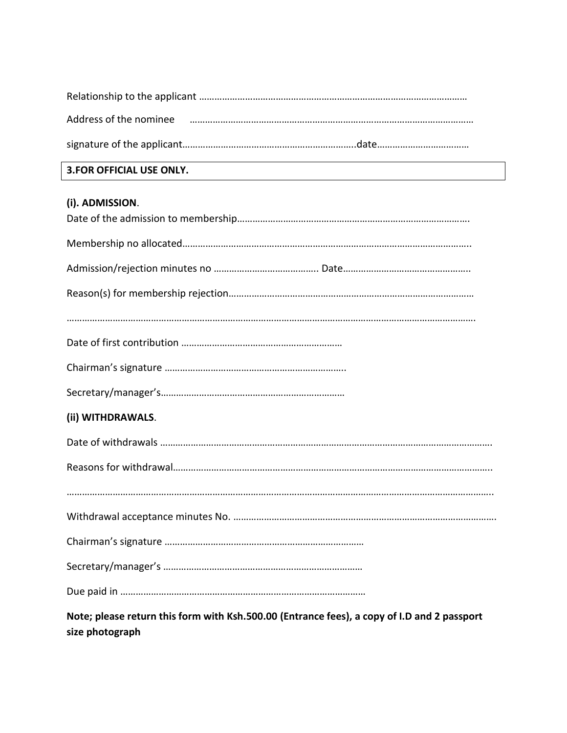Relationship to the applicant …………………………………………………………………………………………

Address of the nominee …………………………………………………………………………………………………

signature of the applicant…………………………………………………………..date………………………………

**3.FOR OFFICIAL USE ONLY.**

**(i). ADMISSION**.

Date of the admission to membership………………………………………………………………………………

Membership no allocated……………………………………………………………………………………………….

Admission/rejection minutes no ………………………………….. Date…………………………………………..

Reason(s) for membership rejection…………………………………………………………………………………

………………………………………………………………………………………………………………………………………….

Date of first contribution ………………………………………………………

Chairman's signature ……………………………………………………………..

Secretary/manager's………………………………………………………………

**(ii) WITHDRAWALS**.

Date of withdrawals …………………………………………………………………………………………………………

Reasons for withdrawal……………………………………………………………………………………………………..

……………………………………………………………………………………………………………………………………………..

Withdrawal acceptance minutes No. ……………………………………………………………………………………….

Chairman's signature ……………………………………………………………………

Secretary/manager's ……………………………………………………………………

Due paid in ……………………………………………………………………………………

**Note; please return this form with Ksh.500.00 (Entrance fees), a copy of I.D and 2 passport size photograph**